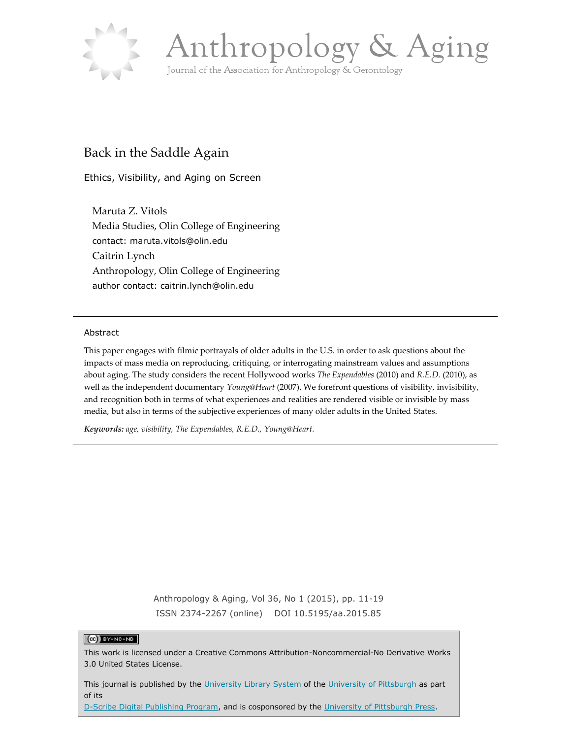# Anthropology & Aging

Journal of the Association for Anthropology & Gerontology

## Back in the Saddle Again

### Ethics, Visibility, and Aging on Screen

Maruta Z. Vitols
Media Studies, Olin College of Engineering
contact: maruta.vitols@olin.edu

Caitrin Lynch
Anthropology, Olin College of Engineering
author contact: caitrin.lynch@olin.edu

---

**Abstract**

This paper engages with filmic portrayals of older adults in the U.S. in order to ask questions about the impacts of mass media on reproducing, critiquing, or interrogating mainstream values and assumptions about aging. The study considers the recent Hollywood works *The Expendables* (2010) and *R.E.D.* (2010), as well as the independent documentary *Young@Heart* (2007). We forefront questions of visibility, invisibility, and recognition both in terms of what experiences and realities are rendered visible or invisible by mass media, but also in terms of the subjective experiences of many older adults in the United States.

***Keywords:*** *age, visibility, The Expendables, R.E.D., Young@Heart.*

---

Anthropology & Aging, Vol 36, No 1 (2015), pp. 11-19
ISSN 2374-2267 (online) DOI 10.5195/aa.2015.85

This work is licensed under a Creative Commons Attribution-Noncommercial-No Derivative Works 3.0 United States License.

This journal is published by the University Library System of the University of Pittsburgh as part of its D-Scribe Digital Publishing Program, and is cosponsored by the University of Pittsburgh Press.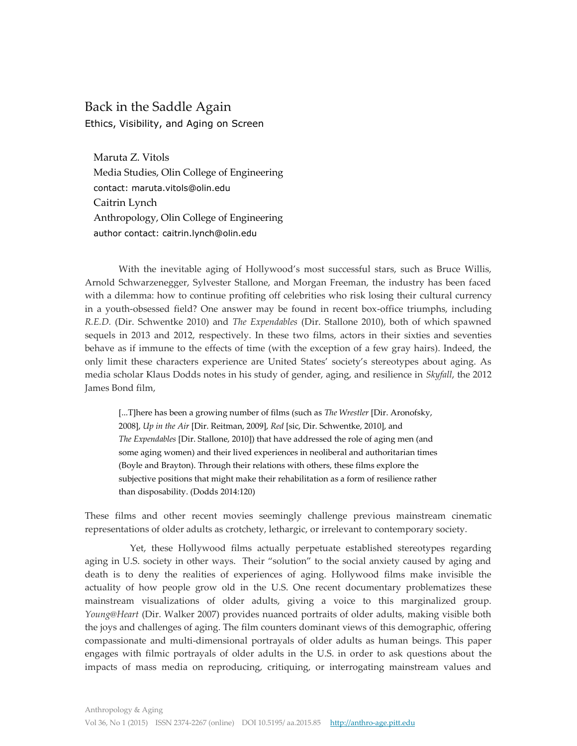# Back in the Saddle Again

## Ethics, Visibility, and Aging on Screen

Maruta Z. Vitols  
Media Studies, Olin College of Engineering  
contact: maruta.vitols@olin.edu  
Caitrin Lynch  
Anthropology, Olin College of Engineering  
author contact: caitrin.lynch@olin.edu

With the inevitable aging of Hollywood's most successful stars, such as Bruce Willis, Arnold Schwarzenegger, Sylvester Stallone, and Morgan Freeman, the industry has been faced with a dilemma: how to continue profiting off celebrities who risk losing their cultural currency in a youth-obsessed field? One answer may be found in recent box-office triumphs, including *R.E.D.* (Dir. Schwentke 2010) and *The Expendables* (Dir. Stallone 2010), both of which spawned sequels in 2013 and 2012, respectively. In these two films, actors in their sixties and seventies behave as if immune to the effects of time (with the exception of a few gray hairs). Indeed, the only limit these characters experience are United States' society's stereotypes about aging. As media scholar Klaus Dodds notes in his study of gender, aging, and resilience in *Skyfall*, the 2012 James Bond film,

> [...T]here has been a growing number of films (such as *The Wrestler* [Dir. Aronofsky, 2008], *Up in the Air* [Dir. Reitman, 2009], *Red* [sic, Dir. Schwentke, 2010], and *The Expendables* [Dir. Stallone, 2010]) that have addressed the role of aging men (and some aging women) and their lived experiences in neoliberal and authoritarian times (Boyle and Brayton). Through their relations with others, these films explore the subjective positions that might make their rehabilitation as a form of resilience rather than disposability. (Dodds 2014:120)

These films and other recent movies seemingly challenge previous mainstream cinematic representations of older adults as crotchety, lethargic, or irrelevant to contemporary society.

Yet, these Hollywood films actually perpetuate established stereotypes regarding aging in U.S. society in other ways. Their "solution" to the social anxiety caused by aging and death is to deny the realities of experiences of aging. Hollywood films make invisible the actuality of how people grow old in the U.S. One recent documentary problematizes these mainstream visualizations of older adults, giving a voice to this marginalized group. *Young@Heart* (Dir. Walker 2007) provides nuanced portraits of older adults, making visible both the joys and challenges of aging. The film counters dominant views of this demographic, offering compassionate and multi-dimensional portrayals of older adults as human beings. This paper engages with filmic portrayals of older adults in the U.S. in order to ask questions about the impacts of mass media on reproducing, critiquing, or interrogating mainstream values and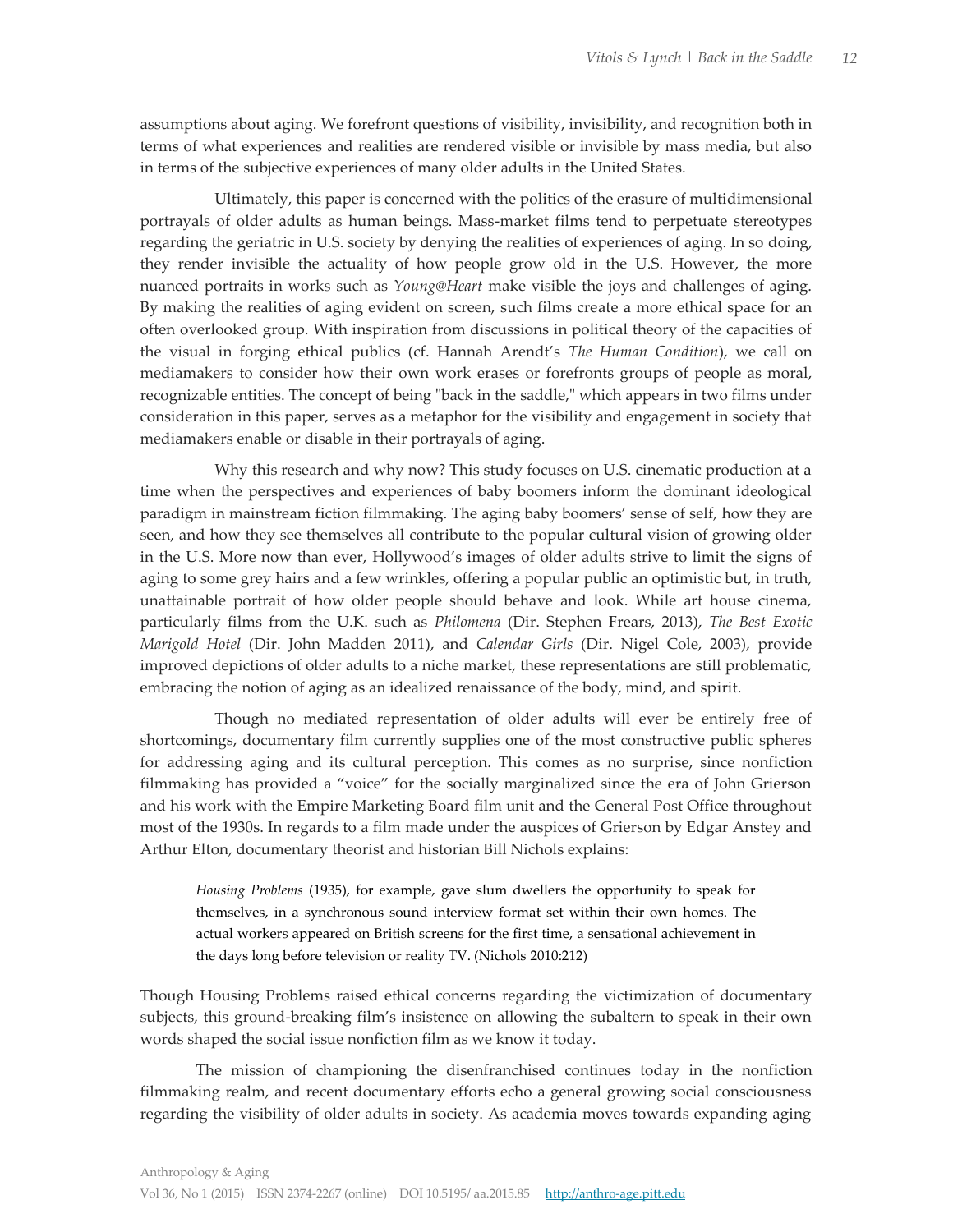assumptions about aging. We forefront questions of visibility, invisibility, and recognition both in terms of what experiences and realities are rendered visible or invisible by mass media, but also in terms of the subjective experiences of many older adults in the United States.

Ultimately, this paper is concerned with the politics of the erasure of multidimensional portrayals of older adults as human beings. Mass-market films tend to perpetuate stereotypes regarding the geriatric in U.S. society by denying the realities of experiences of aging. In so doing, they render invisible the actuality of how people grow old in the U.S. However, the more nuanced portraits in works such as *Young@Heart* make visible the joys and challenges of aging. By making the realities of aging evident on screen, such films create a more ethical space for an often overlooked group. With inspiration from discussions in political theory of the capacities of the visual in forging ethical publics (cf. Hannah Arendt's *The Human Condition*), we call on mediamakers to consider how their own work erases or forefronts groups of people as moral, recognizable entities. The concept of being "back in the saddle," which appears in two films under consideration in this paper, serves as a metaphor for the visibility and engagement in society that mediamakers enable or disable in their portrayals of aging.

Why this research and why now? This study focuses on U.S. cinematic production at a time when the perspectives and experiences of baby boomers inform the dominant ideological paradigm in mainstream fiction filmmaking. The aging baby boomers' sense of self, how they are seen, and how they see themselves all contribute to the popular cultural vision of growing older in the U.S. More now than ever, Hollywood's images of older adults strive to limit the signs of aging to some grey hairs and a few wrinkles, offering a popular public an optimistic but, in truth, unattainable portrait of how older people should behave and look. While art house cinema, particularly films from the U.K. such as *Philomena* (Dir. Stephen Frears, 2013), *The Best Exotic Marigold Hotel* (Dir. John Madden 2011), and *Calendar Girls* (Dir. Nigel Cole, 2003), provide improved depictions of older adults to a niche market, these representations are still problematic, embracing the notion of aging as an idealized renaissance of the body, mind, and spirit.

Though no mediated representation of older adults will ever be entirely free of shortcomings, documentary film currently supplies one of the most constructive public spheres for addressing aging and its cultural perception. This comes as no surprise, since nonfiction filmmaking has provided a "voice" for the socially marginalized since the era of John Grierson and his work with the Empire Marketing Board film unit and the General Post Office throughout most of the 1930s. In regards to a film made under the auspices of Grierson by Edgar Anstey and Arthur Elton, documentary theorist and historian Bill Nichols explains:

> *Housing Problems* (1935), for example, gave slum dwellers the opportunity to speak for themselves, in a synchronous sound interview format set within their own homes. The actual workers appeared on British screens for the first time, a sensational achievement in the days long before television or reality TV. (Nichols 2010:212)

Though Housing Problems raised ethical concerns regarding the victimization of documentary subjects, this ground-breaking film's insistence on allowing the subaltern to speak in their own words shaped the social issue nonfiction film as we know it today.

The mission of championing the disenfranchised continues today in the nonfiction filmmaking realm, and recent documentary efforts echo a general growing social consciousness regarding the visibility of older adults in society. As academia moves towards expanding aging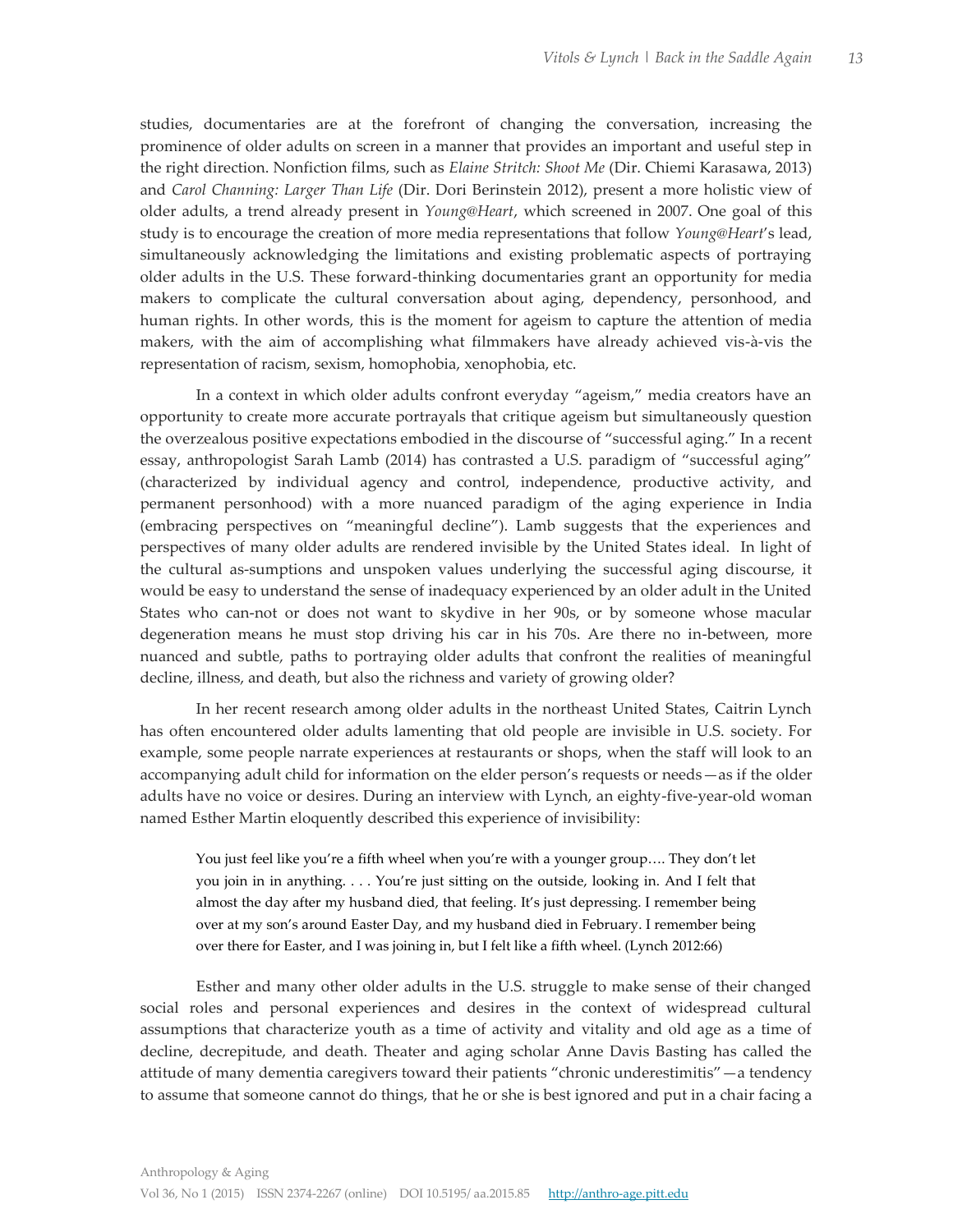studies, documentaries are at the forefront of changing the conversation, increasing the prominence of older adults on screen in a manner that provides an important and useful step in the right direction. Nonfiction films, such as *Elaine Stritch: Shoot Me* (Dir. Chiemi Karasawa, 2013) and *Carol Channing: Larger Than Life* (Dir. Dori Berinstein 2012), present a more holistic view of older adults, a trend already present in *Young@Heart*, which screened in 2007. One goal of this study is to encourage the creation of more media representations that follow *Young@Heart*'s lead, simultaneously acknowledging the limitations and existing problematic aspects of portraying older adults in the U.S. These forward-thinking documentaries grant an opportunity for media makers to complicate the cultural conversation about aging, dependency, personhood, and human rights. In other words, this is the moment for ageism to capture the attention of media makers, with the aim of accomplishing what filmmakers have already achieved vis-à-vis the representation of racism, sexism, homophobia, xenophobia, etc.

In a context in which older adults confront everyday "ageism," media creators have an opportunity to create more accurate portrayals that critique ageism but simultaneously question the overzealous positive expectations embodied in the discourse of "successful aging." In a recent essay, anthropologist Sarah Lamb (2014) has contrasted a U.S. paradigm of "successful aging" (characterized by individual agency and control, independence, productive activity, and permanent personhood) with a more nuanced paradigm of the aging experience in India (embracing perspectives on "meaningful decline"). Lamb suggests that the experiences and perspectives of many older adults are rendered invisible by the United States ideal. In light of the cultural as-sumptions and unspoken values underlying the successful aging discourse, it would be easy to understand the sense of inadequacy experienced by an older adult in the United States who can-not or does not want to skydive in her 90s, or by someone whose macular degeneration means he must stop driving his car in his 70s. Are there no in-between, more nuanced and subtle, paths to portraying older adults that confront the realities of meaningful decline, illness, and death, but also the richness and variety of growing older?

In her recent research among older adults in the northeast United States, Caitrin Lynch has often encountered older adults lamenting that old people are invisible in U.S. society. For example, some people narrate experiences at restaurants or shops, when the staff will look to an accompanying adult child for information on the elder person's requests or needs—as if the older adults have no voice or desires. During an interview with Lynch, an eighty-five-year-old woman named Esther Martin eloquently described this experience of invisibility:

> You just feel like you're a fifth wheel when you're with a younger group…. They don't let you join in in anything. . . . You're just sitting on the outside, looking in. And I felt that almost the day after my husband died, that feeling. It's just depressing. I remember being over at my son's around Easter Day, and my husband died in February. I remember being over there for Easter, and I was joining in, but I felt like a fifth wheel. (Lynch 2012:66)

Esther and many other older adults in the U.S. struggle to make sense of their changed social roles and personal experiences and desires in the context of widespread cultural assumptions that characterize youth as a time of activity and vitality and old age as a time of decline, decrepitude, and death. Theater and aging scholar Anne Davis Basting has called the attitude of many dementia caregivers toward their patients "chronic underestimitis"—a tendency to assume that someone cannot do things, that he or she is best ignored and put in a chair facing a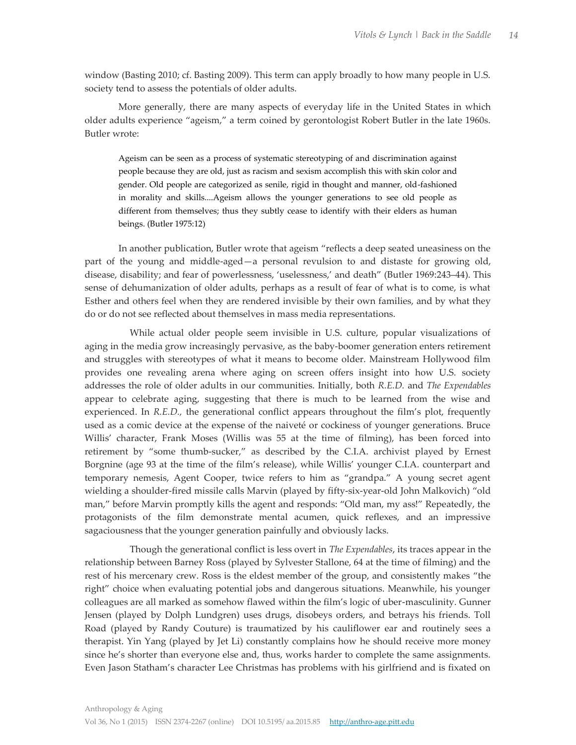window (Basting 2010; cf. Basting 2009). This term can apply broadly to how many people in U.S. society tend to assess the potentials of older adults.

More generally, there are many aspects of everyday life in the United States in which older adults experience "ageism," a term coined by gerontologist Robert Butler in the late 1960s. Butler wrote:

> Ageism can be seen as a process of systematic stereotyping of and discrimination against people because they are old, just as racism and sexism accomplish this with skin color and gender. Old people are categorized as senile, rigid in thought and manner, old-fashioned in morality and skills....Ageism allows the younger generations to see old people as different from themselves; thus they subtly cease to identify with their elders as human beings. (Butler 1975:12)

In another publication, Butler wrote that ageism "reflects a deep seated uneasiness on the part of the young and middle-aged—a personal revulsion to and distaste for growing old, disease, disability; and fear of powerlessness, 'uselessness,' and death" (Butler 1969:243–44). This sense of dehumanization of older adults, perhaps as a result of fear of what is to come, is what Esther and others feel when they are rendered invisible by their own families, and by what they do or do not see reflected about themselves in mass media representations.

While actual older people seem invisible in U.S. culture, popular visualizations of aging in the media grow increasingly pervasive, as the baby-boomer generation enters retirement and struggles with stereotypes of what it means to become older. Mainstream Hollywood film provides one revealing arena where aging on screen offers insight into how U.S. society addresses the role of older adults in our communities. Initially, both *R.E.D.* and *The Expendables* appear to celebrate aging, suggesting that there is much to be learned from the wise and experienced. In *R.E.D.*, the generational conflict appears throughout the film's plot, frequently used as a comic device at the expense of the naiveté or cockiness of younger generations. Bruce Willis' character, Frank Moses (Willis was 55 at the time of filming), has been forced into retirement by "some thumb-sucker," as described by the C.I.A. archivist played by Ernest Borgnine (age 93 at the time of the film's release), while Willis' younger C.I.A. counterpart and temporary nemesis, Agent Cooper, twice refers to him as "grandpa." A young secret agent wielding a shoulder-fired missile calls Marvin (played by fifty-six-year-old John Malkovich) "old man," before Marvin promptly kills the agent and responds: "Old man, my ass!" Repeatedly, the protagonists of the film demonstrate mental acumen, quick reflexes, and an impressive sagaciousness that the younger generation painfully and obviously lacks.

Though the generational conflict is less overt in *The Expendables*, its traces appear in the relationship between Barney Ross (played by Sylvester Stallone, 64 at the time of filming) and the rest of his mercenary crew. Ross is the eldest member of the group, and consistently makes "the right" choice when evaluating potential jobs and dangerous situations. Meanwhile, his younger colleagues are all marked as somehow flawed within the film's logic of uber-masculinity. Gunner Jensen (played by Dolph Lundgren) uses drugs, disobeys orders, and betrays his friends. Toll Road (played by Randy Couture) is traumatized by his cauliflower ear and routinely sees a therapist. Yin Yang (played by Jet Li) constantly complains how he should receive more money since he's shorter than everyone else and, thus, works harder to complete the same assignments. Even Jason Statham's character Lee Christmas has problems with his girlfriend and is fixated on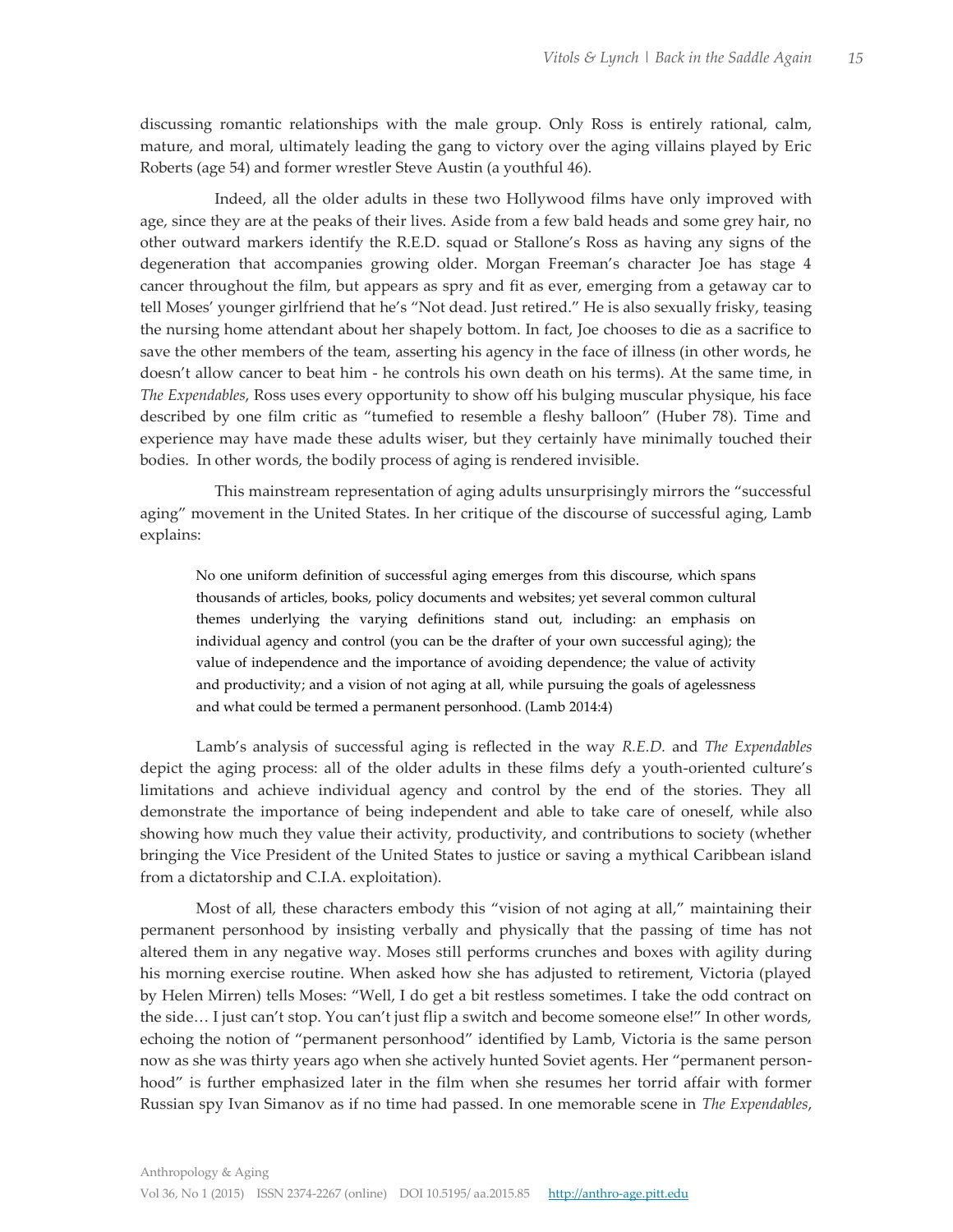discussing romantic relationships with the male group. Only Ross is entirely rational, calm, mature, and moral, ultimately leading the gang to victory over the aging villains played by Eric Roberts (age 54) and former wrestler Steve Austin (a youthful 46).

Indeed, all the older adults in these two Hollywood films have only improved with age, since they are at the peaks of their lives. Aside from a few bald heads and some grey hair, no other outward markers identify the R.E.D. squad or Stallone's Ross as having any signs of the degeneration that accompanies growing older. Morgan Freeman's character Joe has stage 4 cancer throughout the film, but appears as spry and fit as ever, emerging from a getaway car to tell Moses' younger girlfriend that he's "Not dead. Just retired." He is also sexually frisky, teasing the nursing home attendant about her shapely bottom. In fact, Joe chooses to die as a sacrifice to save the other members of the team, asserting his agency in the face of illness (in other words, he doesn't allow cancer to beat him - he controls his own death on his terms). At the same time, in *The Expendables*, Ross uses every opportunity to show off his bulging muscular physique, his face described by one film critic as "tumefied to resemble a fleshy balloon" (Huber 78). Time and experience may have made these adults wiser, but they certainly have minimally touched their bodies. In other words, the bodily process of aging is rendered invisible.

This mainstream representation of aging adults unsurprisingly mirrors the "successful aging" movement in the United States. In her critique of the discourse of successful aging, Lamb explains:

> No one uniform definition of successful aging emerges from this discourse, which spans thousands of articles, books, policy documents and websites; yet several common cultural themes underlying the varying definitions stand out, including: an emphasis on individual agency and control (you can be the drafter of your own successful aging); the value of independence and the importance of avoiding dependence; the value of activity and productivity; and a vision of not aging at all, while pursuing the goals of agelessness and what could be termed a permanent personhood. (Lamb 2014:4)

Lamb's analysis of successful aging is reflected in the way *R.E.D.* and *The Expendables* depict the aging process: all of the older adults in these films defy a youth-oriented culture's limitations and achieve individual agency and control by the end of the stories. They all demonstrate the importance of being independent and able to take care of oneself, while also showing how much they value their activity, productivity, and contributions to society (whether bringing the Vice President of the United States to justice or saving a mythical Caribbean island from a dictatorship and C.I.A. exploitation).

Most of all, these characters embody this "vision of not aging at all," maintaining their permanent personhood by insisting verbally and physically that the passing of time has not altered them in any negative way. Moses still performs crunches and boxes with agility during his morning exercise routine. When asked how she has adjusted to retirement, Victoria (played by Helen Mirren) tells Moses: "Well, I do get a bit restless sometimes. I take the odd contract on the side… I just can't stop. You can't just flip a switch and become someone else!" In other words, echoing the notion of "permanent personhood" identified by Lamb, Victoria is the same person now as she was thirty years ago when she actively hunted Soviet agents. Her "permanent personhood" is further emphasized later in the film when she resumes her torrid affair with former Russian spy Ivan Simanov as if no time had passed. In one memorable scene in *The Expendables*,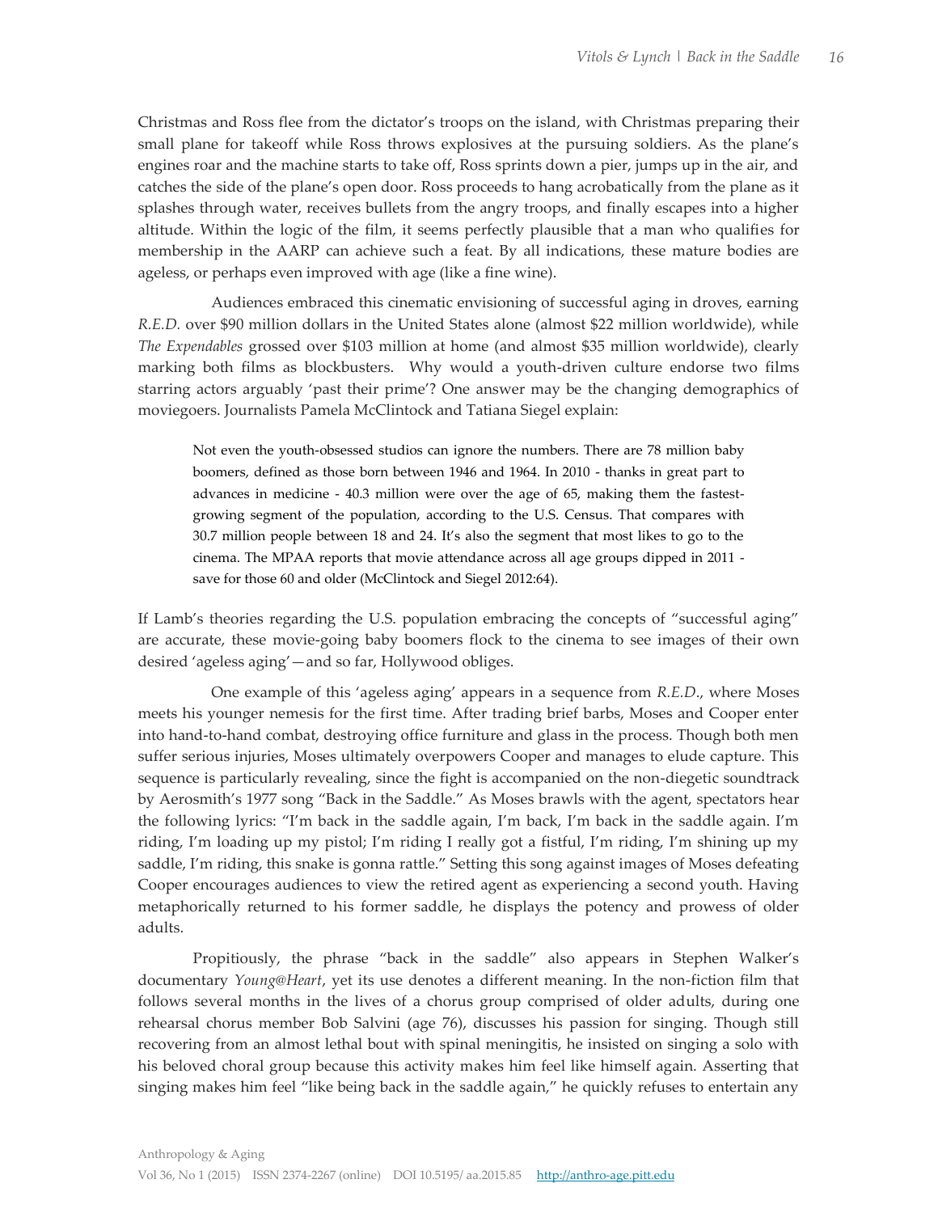Christmas and Ross flee from the dictator's troops on the island, with Christmas preparing their small plane for takeoff while Ross throws explosives at the pursuing soldiers. As the plane's engines roar and the machine starts to take off, Ross sprints down a pier, jumps up in the air, and catches the side of the plane's open door. Ross proceeds to hang acrobatically from the plane as it splashes through water, receives bullets from the angry troops, and finally escapes into a higher altitude. Within the logic of the film, it seems perfectly plausible that a man who qualifies for membership in the AARP can achieve such a feat. By all indications, these mature bodies are ageless, or perhaps even improved with age (like a fine wine).

Audiences embraced this cinematic envisioning of successful aging in droves, earning *R.E.D.* over $90 million dollars in the United States alone (almost $22 million worldwide), while *The Expendables* grossed over $103 million at home (and almost $35 million worldwide), clearly marking both films as blockbusters. Why would a youth-driven culture endorse two films starring actors arguably 'past their prime'? One answer may be the changing demographics of moviegoers. Journalists Pamela McClintock and Tatiana Siegel explain:

> Not even the youth-obsessed studios can ignore the numbers. There are 78 million baby boomers, defined as those born between 1946 and 1964. In 2010 - thanks in great part to advances in medicine - 40.3 million were over the age of 65, making them the fastest-growing segment of the population, according to the U.S. Census. That compares with 30.7 million people between 18 and 24. It's also the segment that most likes to go to the cinema. The MPAA reports that movie attendance across all age groups dipped in 2011 - save for those 60 and older (McClintock and Siegel 2012:64).

If Lamb's theories regarding the U.S. population embracing the concepts of "successful aging" are accurate, these movie-going baby boomers flock to the cinema to see images of their own desired 'ageless aging'—and so far, Hollywood obliges.

One example of this 'ageless aging' appears in a sequence from *R.E.D.*, where Moses meets his younger nemesis for the first time. After trading brief barbs, Moses and Cooper enter into hand-to-hand combat, destroying office furniture and glass in the process. Though both men suffer serious injuries, Moses ultimately overpowers Cooper and manages to elude capture. This sequence is particularly revealing, since the fight is accompanied on the non-diegetic soundtrack by Aerosmith's 1977 song "Back in the Saddle." As Moses brawls with the agent, spectators hear the following lyrics: "I'm back in the saddle again, I'm back, I'm back in the saddle again. I'm riding, I'm loading up my pistol; I'm riding I really got a fistful, I'm riding, I'm shining up my saddle, I'm riding, this snake is gonna rattle." Setting this song against images of Moses defeating Cooper encourages audiences to view the retired agent as experiencing a second youth. Having metaphorically returned to his former saddle, he displays the potency and prowess of older adults.

Propitiously, the phrase "back in the saddle" also appears in Stephen Walker's documentary *Young@Heart*, yet its use denotes a different meaning. In the non-fiction film that follows several months in the lives of a chorus group comprised of older adults, during one rehearsal chorus member Bob Salvini (age 76), discusses his passion for singing. Though still recovering from an almost lethal bout with spinal meningitis, he insisted on singing a solo with his beloved choral group because this activity makes him feel like himself again. Asserting that singing makes him feel "like being back in the saddle again," he quickly refuses to entertain any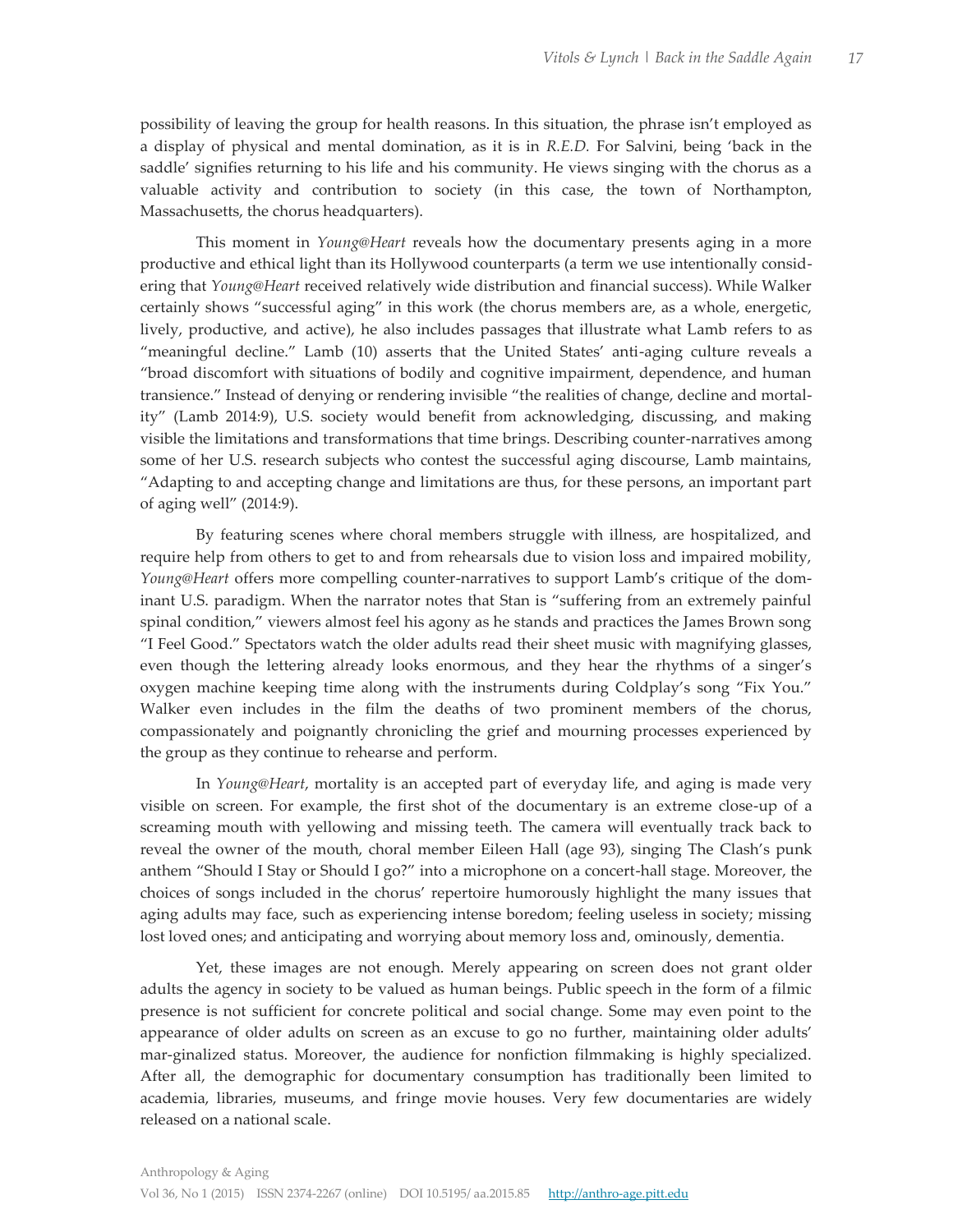possibility of leaving the group for health reasons. In this situation, the phrase isn't employed as a display of physical and mental domination, as it is in *R.E.D.* For Salvini, being 'back in the saddle' signifies returning to his life and his community. He views singing with the chorus as a valuable activity and contribution to society (in this case, the town of Northampton, Massachusetts, the chorus headquarters).

This moment in *Young@Heart* reveals how the documentary presents aging in a more productive and ethical light than its Hollywood counterparts (a term we use intentionally considering that *Young@Heart* received relatively wide distribution and financial success). While Walker certainly shows "successful aging" in this work (the chorus members are, as a whole, energetic, lively, productive, and active), he also includes passages that illustrate what Lamb refers to as "meaningful decline." Lamb (10) asserts that the United States' anti-aging culture reveals a "broad discomfort with situations of bodily and cognitive impairment, dependence, and human transience." Instead of denying or rendering invisible "the realities of change, decline and mortality" (Lamb 2014:9), U.S. society would benefit from acknowledging, discussing, and making visible the limitations and transformations that time brings. Describing counter-narratives among some of her U.S. research subjects who contest the successful aging discourse, Lamb maintains, "Adapting to and accepting change and limitations are thus, for these persons, an important part of aging well" (2014:9).

By featuring scenes where choral members struggle with illness, are hospitalized, and require help from others to get to and from rehearsals due to vision loss and impaired mobility, *Young@Heart* offers more compelling counter-narratives to support Lamb's critique of the dominant U.S. paradigm. When the narrator notes that Stan is "suffering from an extremely painful spinal condition," viewers almost feel his agony as he stands and practices the James Brown song "I Feel Good." Spectators watch the older adults read their sheet music with magnifying glasses, even though the lettering already looks enormous, and they hear the rhythms of a singer's oxygen machine keeping time along with the instruments during Coldplay's song "Fix You." Walker even includes in the film the deaths of two prominent members of the chorus, compassionately and poignantly chronicling the grief and mourning processes experienced by the group as they continue to rehearse and perform.

In *Young@Heart*, mortality is an accepted part of everyday life, and aging is made very visible on screen. For example, the first shot of the documentary is an extreme close-up of a screaming mouth with yellowing and missing teeth. The camera will eventually track back to reveal the owner of the mouth, choral member Eileen Hall (age 93), singing The Clash's punk anthem "Should I Stay or Should I go?" into a microphone on a concert-hall stage. Moreover, the choices of songs included in the chorus' repertoire humorously highlight the many issues that aging adults may face, such as experiencing intense boredom; feeling useless in society; missing lost loved ones; and anticipating and worrying about memory loss and, ominously, dementia.

Yet, these images are not enough. Merely appearing on screen does not grant older adults the agency in society to be valued as human beings. Public speech in the form of a filmic presence is not sufficient for concrete political and social change. Some may even point to the appearance of older adults on screen as an excuse to go no further, maintaining older adults' mar-ginalized status. Moreover, the audience for nonfiction filmmaking is highly specialized. After all, the demographic for documentary consumption has traditionally been limited to academia, libraries, museums, and fringe movie houses. Very few documentaries are widely released on a national scale.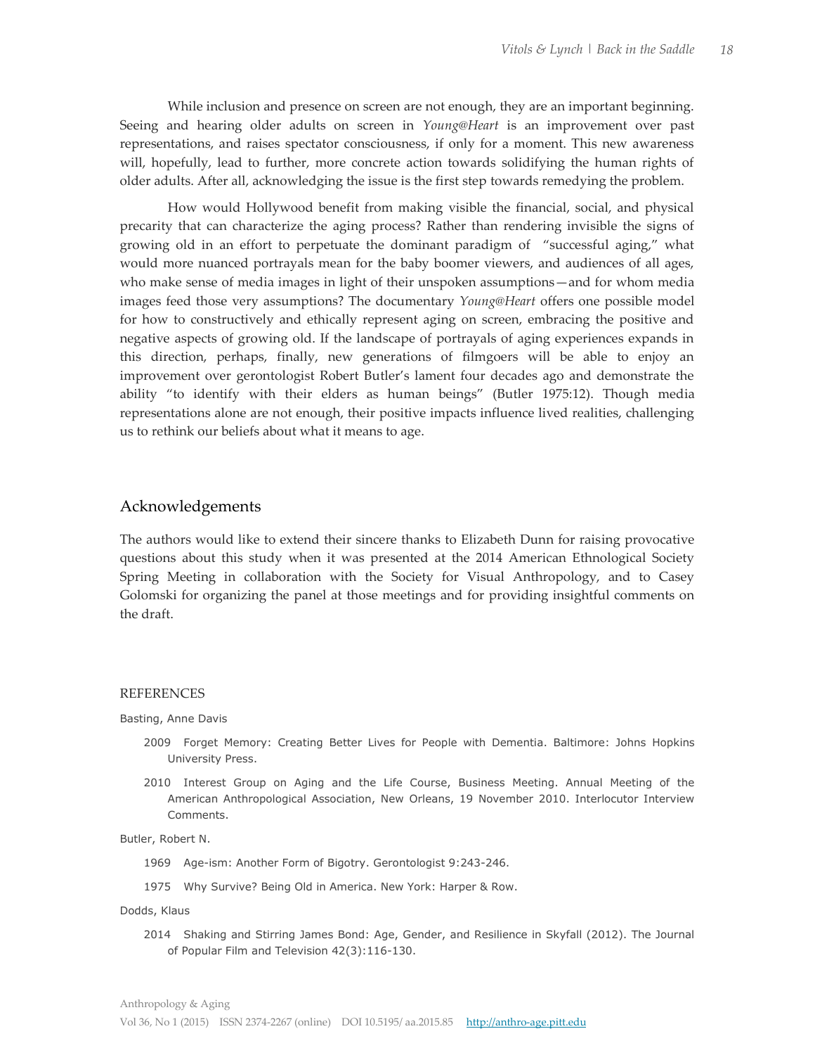While inclusion and presence on screen are not enough, they are an important beginning. Seeing and hearing older adults on screen in *Young@Heart* is an improvement over past representations, and raises spectator consciousness, if only for a moment. This new awareness will, hopefully, lead to further, more concrete action towards solidifying the human rights of older adults. After all, acknowledging the issue is the first step towards remedying the problem.

How would Hollywood benefit from making visible the financial, social, and physical precarity that can characterize the aging process? Rather than rendering invisible the signs of growing old in an effort to perpetuate the dominant paradigm of "successful aging," what would more nuanced portrayals mean for the baby boomer viewers, and audiences of all ages, who make sense of media images in light of their unspoken assumptions—and for whom media images feed those very assumptions? The documentary *Young@Heart* offers one possible model for how to constructively and ethically represent aging on screen, embracing the positive and negative aspects of growing old. If the landscape of portrayals of aging experiences expands in this direction, perhaps, finally, new generations of filmgoers will be able to enjoy an improvement over gerontologist Robert Butler's lament four decades ago and demonstrate the ability "to identify with their elders as human beings" (Butler 1975:12). Though media representations alone are not enough, their positive impacts influence lived realities, challenging us to rethink our beliefs about what it means to age.

## Acknowledgements

The authors would like to extend their sincere thanks to Elizabeth Dunn for raising provocative questions about this study when it was presented at the 2014 American Ethnological Society Spring Meeting in collaboration with the Society for Visual Anthropology, and to Casey Golomski for organizing the panel at those meetings and for providing insightful comments on the draft.

### REFERENCES

Basting, Anne Davis

2009 Forget Memory: Creating Better Lives for People with Dementia. Baltimore: Johns Hopkins University Press.

2010 Interest Group on Aging and the Life Course, Business Meeting. Annual Meeting of the American Anthropological Association, New Orleans, 19 November 2010. Interlocutor Interview Comments.

Butler, Robert N.

1969 Age-ism: Another Form of Bigotry. Gerontologist 9:243-246.

1975 Why Survive? Being Old in America. New York: Harper & Row.

Dodds, Klaus

2014 Shaking and Stirring James Bond: Age, Gender, and Resilience in Skyfall (2012). The Journal of Popular Film and Television 42(3):116-130.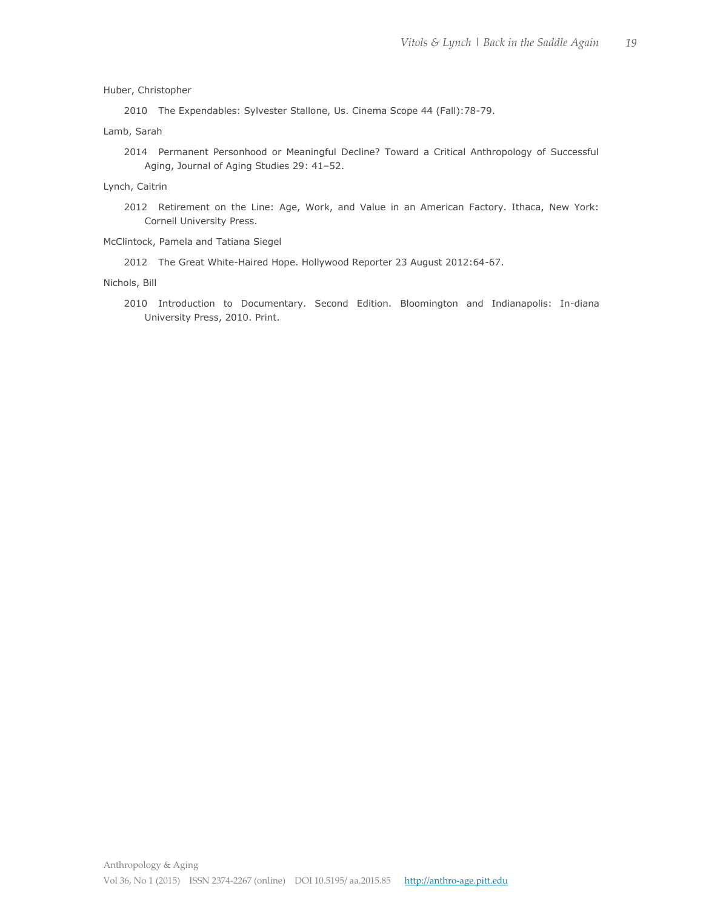Huber, Christopher

2010 The Expendables: Sylvester Stallone, Us. Cinema Scope 44 (Fall):78-79.

Lamb, Sarah

2014 Permanent Personhood or Meaningful Decline? Toward a Critical Anthropology of Successful Aging, Journal of Aging Studies 29: 41–52.

Lynch, Caitrin

2012 Retirement on the Line: Age, Work, and Value in an American Factory. Ithaca, New York: Cornell University Press.

McClintock, Pamela and Tatiana Siegel

2012 The Great White-Haired Hope. Hollywood Reporter 23 August 2012:64-67.

Nichols, Bill

2010 Introduction to Documentary. Second Edition. Bloomington and Indianapolis: In-diana University Press, 2010. Print.